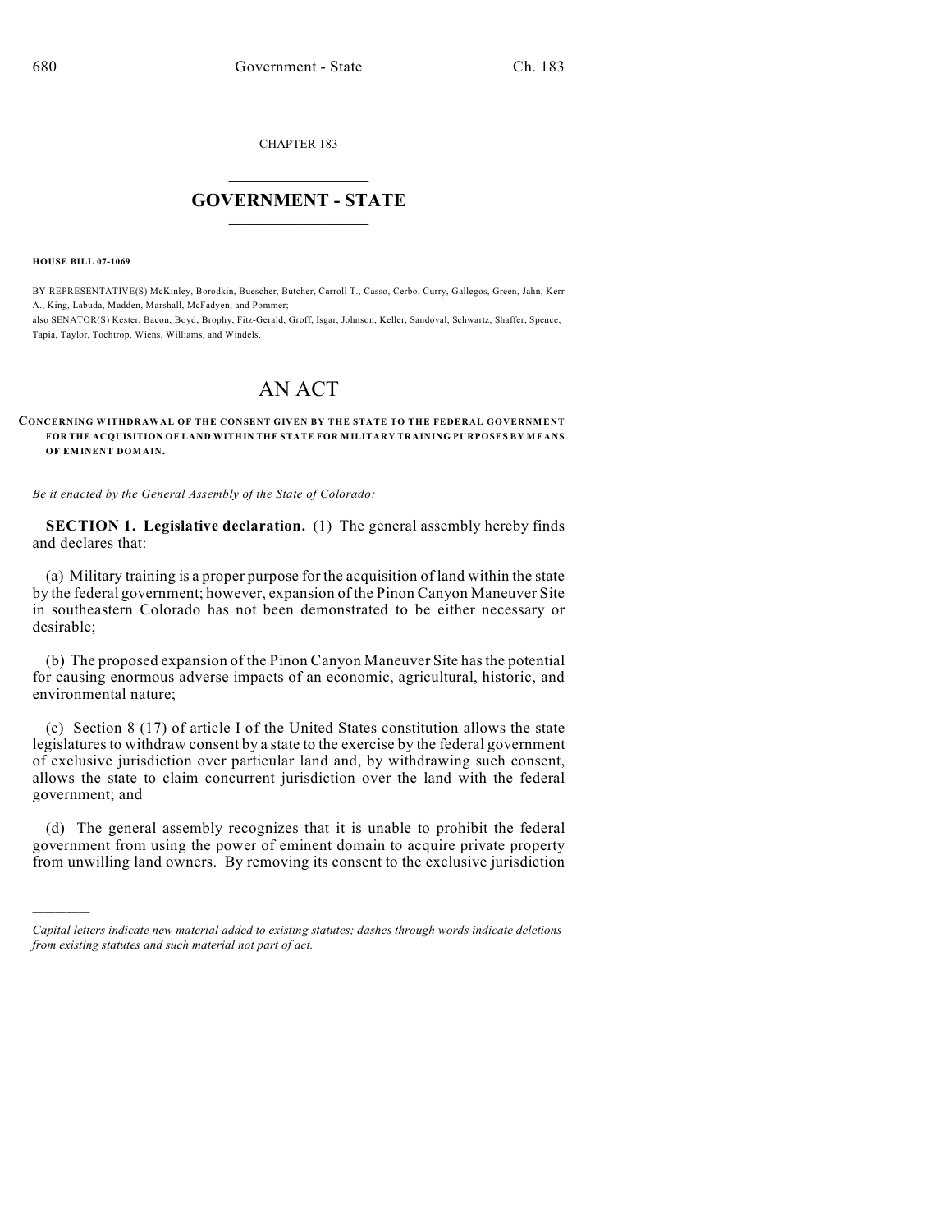CHAPTER 183

# GOVERNMENT - STATE

**HOUSE BILL 07-1069**

BY REPRESENTATIVE(S) McKinley, Borodkin, Buescher, Butcher, Carroll T., Casso, Cerbo, Curry, Gallegos, Green, Jahn, Kerr A., King, Labuda, Madden, Marshall, McFadyen, and Pommer;
also SENATOR(S) Kester, Bacon, Boyd, Brophy, Fitz-Gerald, Groff, Isgar, Johnson, Keller, Sandoval, Schwartz, Shaffer, Spence, Tapia, Taylor, Tochtrop, Wiens, Williams, and Windels.

# AN ACT

**CONCERNING WITHDRAWAL OF THE CONSENT GIVEN BY THE STATE TO THE FEDERAL GOVERNMENT FOR THE ACQUISITION OF LAND WITHIN THE STATE FOR MILITARY TRAINING PURPOSES BY MEANS OF EMINENT DOMAIN.**

*Be it enacted by the General Assembly of the State of Colorado:*

**SECTION 1. Legislative declaration.** (1) The general assembly hereby finds and declares that:

(a) Military training is a proper purpose for the acquisition of land within the state by the federal government; however, expansion of the Pinon Canyon Maneuver Site in southeastern Colorado has not been demonstrated to be either necessary or desirable;

(b) The proposed expansion of the Pinon Canyon Maneuver Site has the potential for causing enormous adverse impacts of an economic, agricultural, historic, and environmental nature;

(c) Section 8 (17) of article I of the United States constitution allows the state legislatures to withdraw consent by a state to the exercise by the federal government of exclusive jurisdiction over particular land and, by withdrawing such consent, allows the state to claim concurrent jurisdiction over the land with the federal government; and

(d) The general assembly recognizes that it is unable to prohibit the federal government from using the power of eminent domain to acquire private property from unwilling land owners. By removing its consent to the exclusive jurisdiction

---

*Capital letters indicate new material added to existing statutes; dashes through words indicate deletions from existing statutes and such material not part of act.*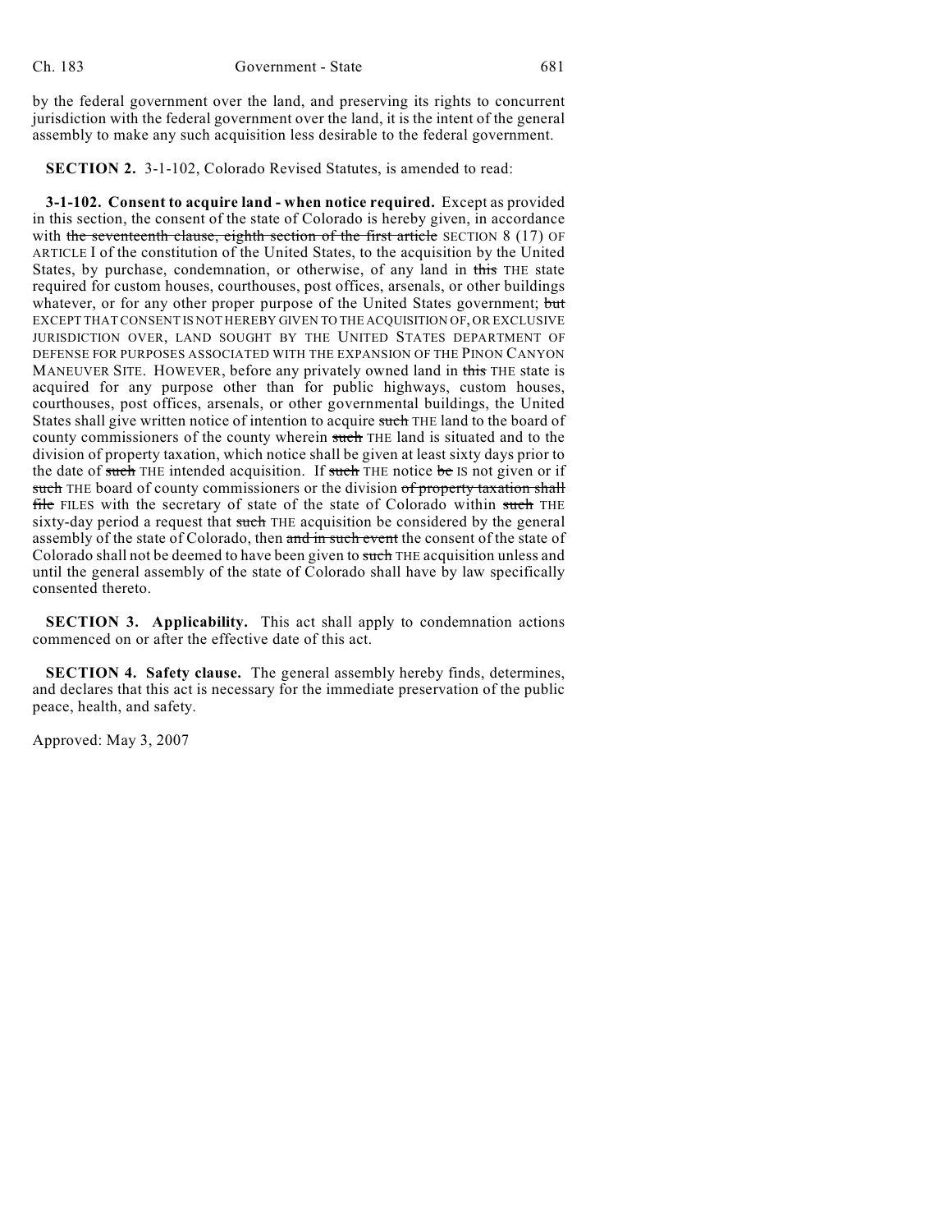by the federal government over the land, and preserving its rights to concurrent jurisdiction with the federal government over the land, it is the intent of the general assembly to make any such acquisition less desirable to the federal government.

**SECTION 2.** 3-1-102, Colorado Revised Statutes, is amended to read:

**3-1-102. Consent to acquire land - when notice required.** Except as provided in this section, the consent of the state of Colorado is hereby given, in accordance with ~~the seventeenth clause, eighth section of the first article~~ SECTION 8 (17) OF ARTICLE I of the constitution of the United States, to the acquisition by the United States, by purchase, condemnation, or otherwise, of any land in ~~this~~ THE state required for custom houses, courthouses, post offices, arsenals, or other buildings whatever, or for any other proper purpose of the United States government; ~~but~~ EXCEPT THAT CONSENT IS NOT HEREBY GIVEN TO THE ACQUISITION OF, OR EXCLUSIVE JURISDICTION OVER, LAND SOUGHT BY THE UNITED STATES DEPARTMENT OF DEFENSE FOR PURPOSES ASSOCIATED WITH THE EXPANSION OF THE PINON CANYON MANEUVER SITE. HOWEVER, before any privately owned land in ~~this~~ THE state is acquired for any purpose other than for public highways, custom houses, courthouses, post offices, arsenals, or other governmental buildings, the United States shall give written notice of intention to acquire ~~such~~ THE land to the board of county commissioners of the county wherein ~~such~~ THE land is situated and to the division of property taxation, which notice shall be given at least sixty days prior to the date of ~~such~~ THE intended acquisition. If ~~such~~ THE notice ~~be~~ IS not given or if ~~such~~ THE board of county commissioners or the division ~~of property taxation shall file~~ FILES with the secretary of state of the state of Colorado within ~~such~~ THE sixty-day period a request that ~~such~~ THE acquisition be considered by the general assembly of the state of Colorado, then ~~and in such event~~ the consent of the state of Colorado shall not be deemed to have been given to ~~such~~ THE acquisition unless and until the general assembly of the state of Colorado shall have by law specifically consented thereto.

**SECTION 3. Applicability.** This act shall apply to condemnation actions commenced on or after the effective date of this act.

**SECTION 4. Safety clause.** The general assembly hereby finds, determines, and declares that this act is necessary for the immediate preservation of the public peace, health, and safety.

Approved: May 3, 2007